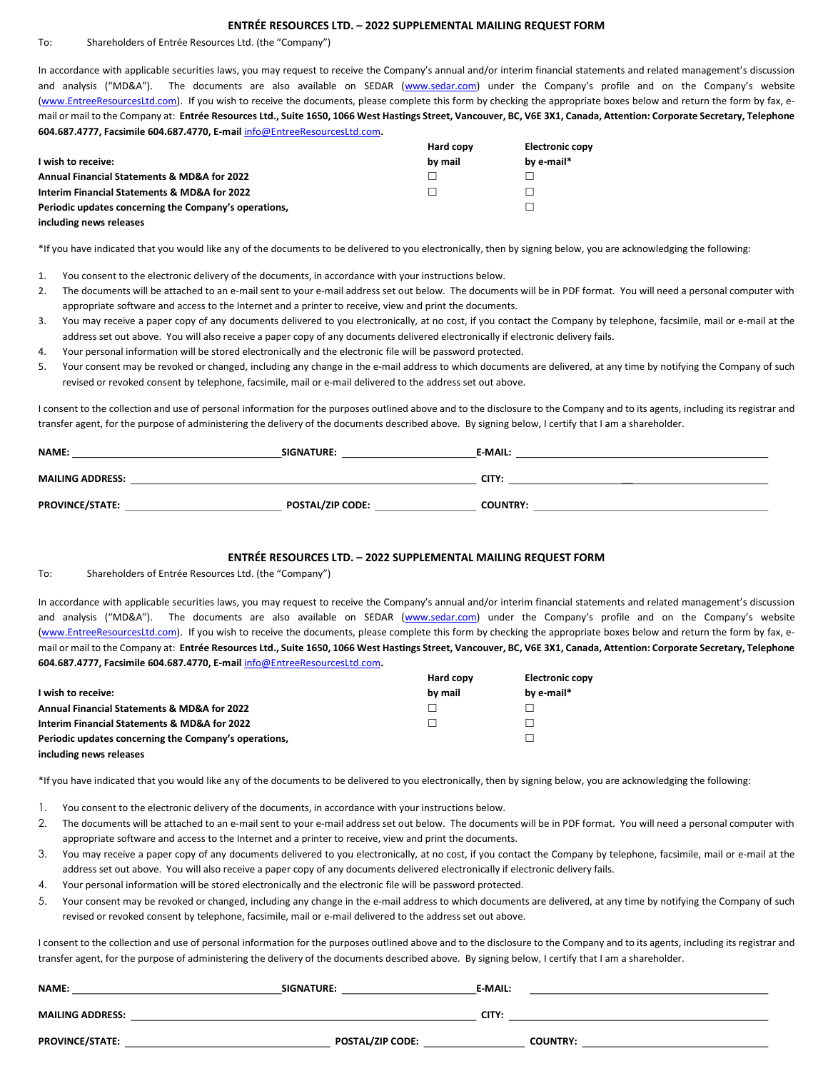## ENTRÉE RESOURCES LTD. – 2022 SUPPLEMENTAL MAILING REQUEST FORM

To: Shareholders of Entrée Resources Ltd. (the "Company")

In accordance with applicable securities laws, you may request to receive the Company's annual and/or interim financial statements and related management's discussion and analysis ("MD&A"). The documents are also available on SEDAR (www.sedar.com) under the Company's profile and on the Company's website (www.EntreeResourcesLtd.com). If you wish to receive the documents, please complete this form by checking the appropriate boxes below and return the form by fax, e-mail or mail to the Company at: **Entrée Resources Ltd., Suite 1650, 1066 West Hastings Street, Vancouver, BC, V6E 3X1, Canada, Attention: Corporate Secretary, Telephone 604.687.4777, Facsimile 604.687.4770, E-mail** info@EntreeResourcesLtd.com**.**

| **I wish to receive:** | **Hard copy by mail** | **Electronic copy by e-mail*** |
|---|---|---|
| **Annual Financial Statements & MD&A for 2022** | ☐ | ☐ |
| **Interim Financial Statements & MD&A for 2022** | ☐ | ☐ |
| **Periodic updates concerning the Company's operations, including news releases** | | ☐ |

*If you have indicated that you would like any of the documents to be delivered to you electronically, then by signing below, you are acknowledging the following:

1. You consent to the electronic delivery of the documents, in accordance with your instructions below.
2. The documents will be attached to an e-mail sent to your e-mail address set out below. The documents will be in PDF format. You will need a personal computer with appropriate software and access to the Internet and a printer to receive, view and print the documents.
3. You may receive a paper copy of any documents delivered to you electronically, at no cost, if you contact the Company by telephone, facsimile, mail or e-mail at the address set out above. You will also receive a paper copy of any documents delivered electronically if electronic delivery fails.
4. Your personal information will be stored electronically and the electronic file will be password protected.
5. Your consent may be revoked or changed, including any change in the e-mail address to which documents are delivered, at any time by notifying the Company of such revised or revoked consent by telephone, facsimile, mail or e-mail delivered to the address set out above.

I consent to the collection and use of personal information for the purposes outlined above and to the disclosure to the Company and to its agents, including its registrar and transfer agent, for the purpose of administering the delivery of the documents described above. By signing below, I certify that I am a shareholder.

**NAME:** ______________________ **SIGNATURE:** ______________________ **E-MAIL:** ______________________

**MAILING ADDRESS:** ______________________ **CITY:** ______________________

**PROVINCE/STATE:** ______________________ **POSTAL/ZIP CODE:** ______________________ **COUNTRY:** ______________________

## ENTRÉE RESOURCES LTD. – 2022 SUPPLEMENTAL MAILING REQUEST FORM

To: Shareholders of Entrée Resources Ltd. (the "Company")

In accordance with applicable securities laws, you may request to receive the Company's annual and/or interim financial statements and related management's discussion and analysis ("MD&A"). The documents are also available on SEDAR (www.sedar.com) under the Company's profile and on the Company's website (www.EntreeResourcesLtd.com). If you wish to receive the documents, please complete this form by checking the appropriate boxes below and return the form by fax, e-mail or mail to the Company at: **Entrée Resources Ltd., Suite 1650, 1066 West Hastings Street, Vancouver, BC, V6E 3X1, Canada, Attention: Corporate Secretary, Telephone 604.687.4777, Facsimile 604.687.4770, E-mail** info@EntreeResourcesLtd.com**.**

| **I wish to receive:** | **Hard copy by mail** | **Electronic copy by e-mail*** |
|---|---|---|
| **Annual Financial Statements & MD&A for 2022** | ☐ | ☐ |
| **Interim Financial Statements & MD&A for 2022** | ☐ | ☐ |
| **Periodic updates concerning the Company's operations, including news releases** | | ☐ |

*If you have indicated that you would like any of the documents to be delivered to you electronically, then by signing below, you are acknowledging the following:

1. You consent to the electronic delivery of the documents, in accordance with your instructions below.
2. The documents will be attached to an e-mail sent to your e-mail address set out below. The documents will be in PDF format. You will need a personal computer with appropriate software and access to the Internet and a printer to receive, view and print the documents.
3. You may receive a paper copy of any documents delivered to you electronically, at no cost, if you contact the Company by telephone, facsimile, mail or e-mail at the address set out above. You will also receive a paper copy of any documents delivered electronically if electronic delivery fails.
4. Your personal information will be stored electronically and the electronic file will be password protected.
5. Your consent may be revoked or changed, including any change in the e-mail address to which documents are delivered, at any time by notifying the Company of such revised or revoked consent by telephone, facsimile, mail or e-mail delivered to the address set out above.

I consent to the collection and use of personal information for the purposes outlined above and to the disclosure to the Company and to its agents, including its registrar and transfer agent, for the purpose of administering the delivery of the documents described above. By signing below, I certify that I am a shareholder.

**NAME:** ______________________ **SIGNATURE:** ______________________ **E-MAIL:** ______________________

**MAILING ADDRESS:** ______________________ **CITY:** ______________________

**PROVINCE/STATE:** ______________________ **POSTAL/ZIP CODE:** ______________________ **COUNTRY:** ______________________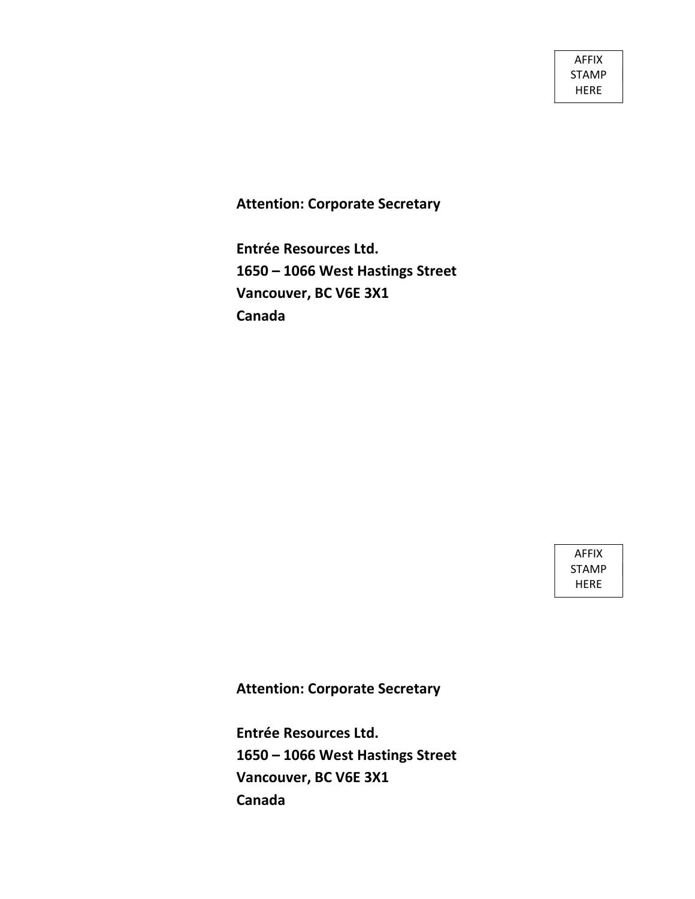AFFIX
STAMP
HERE

**Attention: Corporate Secretary**

**Entrée Resources Ltd.**
**1650 – 1066 West Hastings Street**
**Vancouver, BC V6E 3X1**
**Canada**

AFFIX
STAMP
HERE

**Attention: Corporate Secretary**

**Entrée Resources Ltd.**
**1650 – 1066 West Hastings Street**
**Vancouver, BC V6E 3X1**
**Canada**